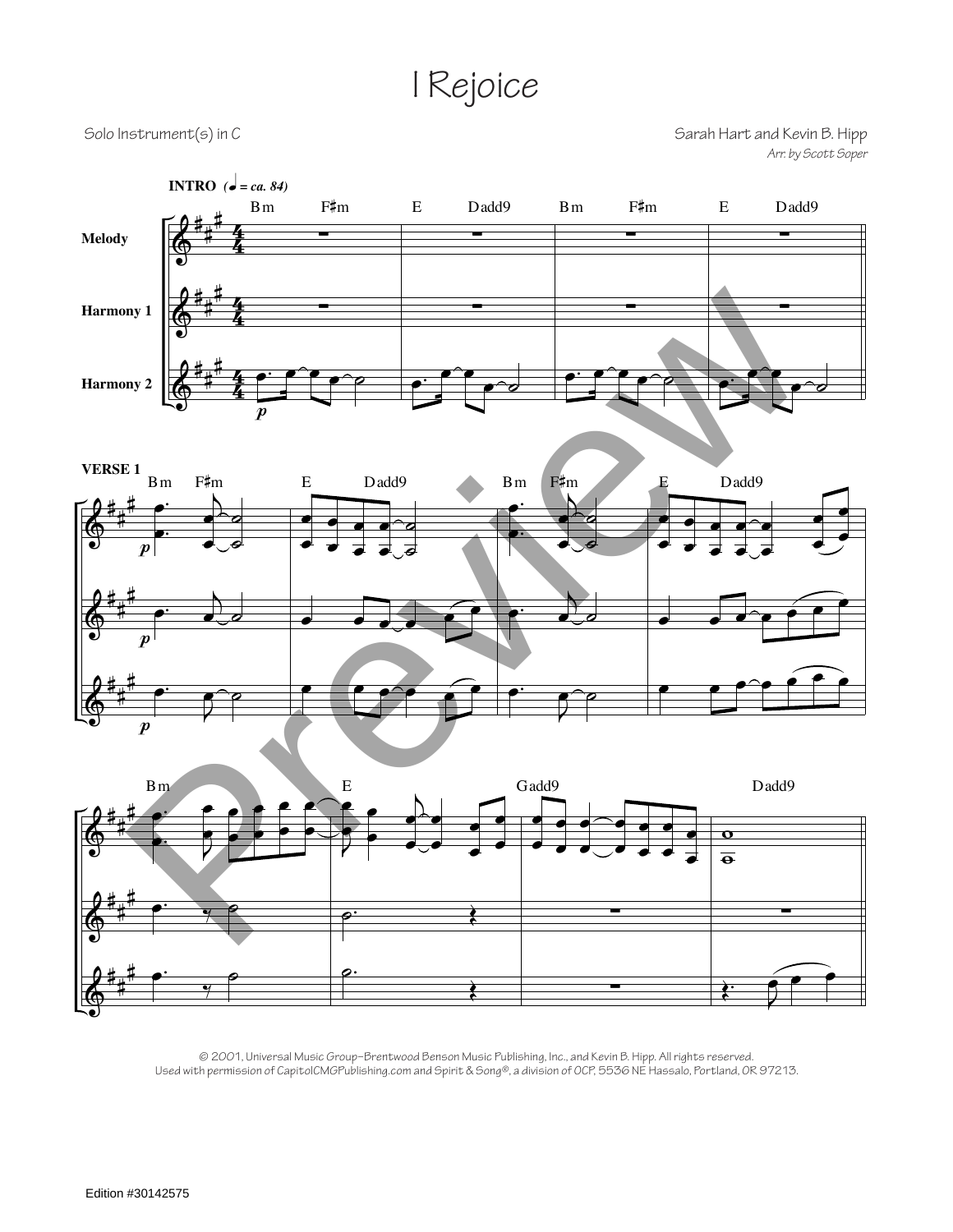# I Rejoice

Solo Instrument(s) in C

Sarah Hart and Kevin B. Hipp

*Arr. by Scott Soper*

**INTRO** (♩ = ca. 84)

Bm F♯m E Dadd9 Bm F♯m E Dadd9

**Melody**

**Harmony 1**

**Harmony 2**

**VERSE 1**

Bm F♯m E Dadd9 Bm F♯m E Dadd9

Bm E Gadd9 Dadd9

© 2001, Universal Music Group–Brentwood Benson Music Publishing, Inc., and Kevin B. Hipp. All rights reserved.
Used with permission of CapitolCMGPublishing.com and Spirit & Song®, a division of OCP, 5536 NE Hassalo, Portland, OR 97213.

Edition #30142575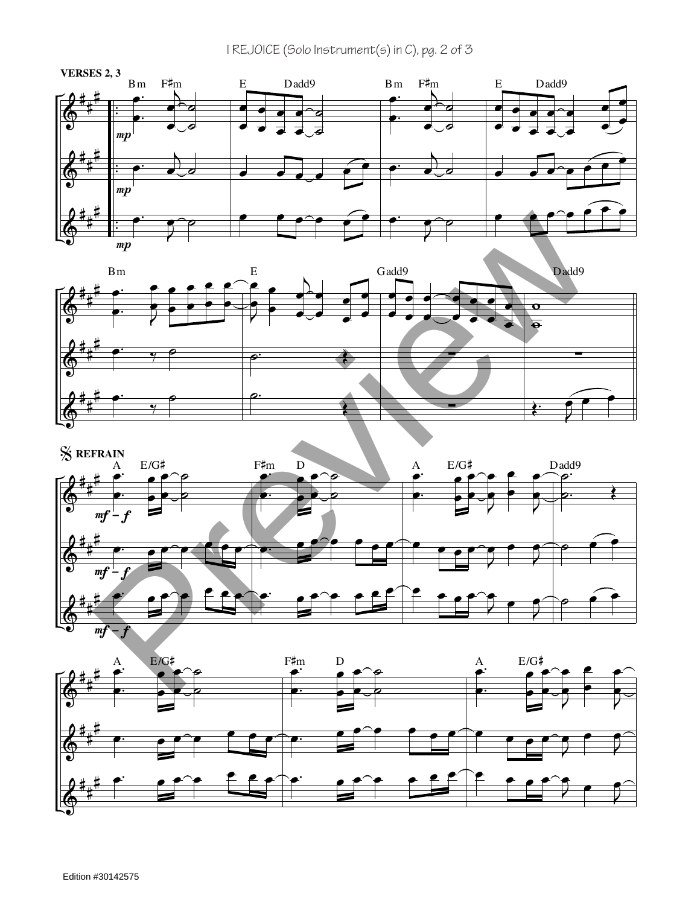**VERSES 2, 3**

Bm F♯m E Dadd9 Bm F♯m E Dadd9

*mp*

Bm E Gadd9 Dadd9

**REFRAIN**

A E/G♯ F♯m D A E/G♯ Dadd9

*mf – f*

A E/G♯ F♯m D A E/G♯

Edition #30142575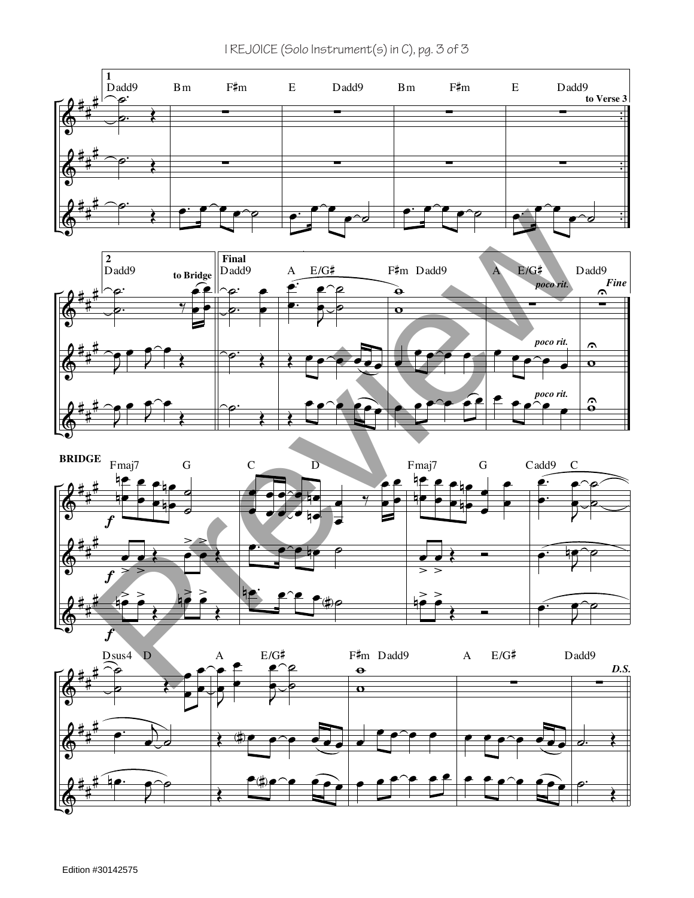1

Dadd9 Bm F♯m E Dadd9 Bm F♯m E Dadd9

to Verse 3

2

Dadd9

to Bridge

Final

Dadd9 A E/G♯ F♯m Dadd9 A E/G♯ Dadd9

poco rit.

Fine

BRIDGE

Fmaj7 G C D Fmaj7 G Cadd9 C

f

Dsus4 D A E/G♯ F♯m Dadd9 A E/G♯ Dadd9

D.S.

Edition #30142575